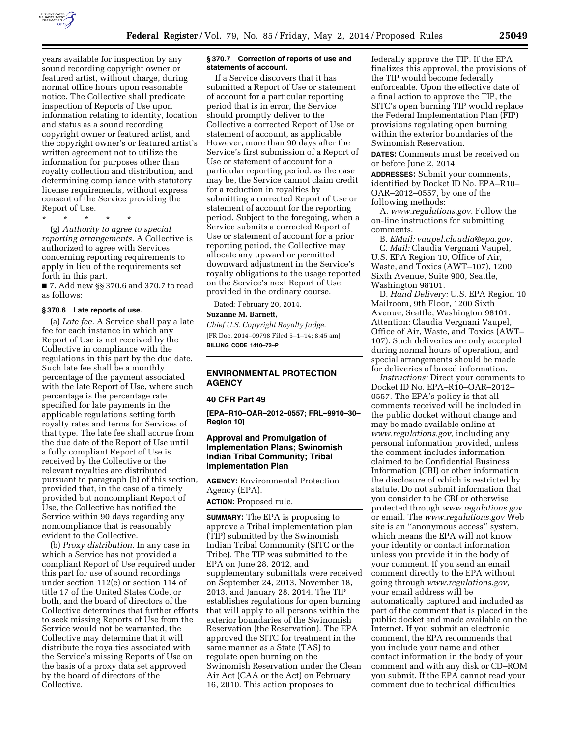years available for inspection by any sound recording copyright owner or featured artist, without charge, during normal office hours upon reasonable notice. The Collective shall predicate inspection of Reports of Use upon information relating to identity, location and status as a sound recording copyright owner or featured artist, and the copyright owner's or featured artist's written agreement not to utilize the information for purposes other than royalty collection and distribution, and determining compliance with statutory license requirements, without express consent of the Service providing the Report of Use.

\* \* \* \* \*

(g) *Authority to agree to special reporting arrangements.* A Collective is authorized to agree with Services concerning reporting requirements to apply in lieu of the requirements set forth in this part.

■ 7. Add new §§ 370.6 and 370.7 to read as follows:

**§ 370.6 Late reports of use.**

(a) *Late fee.* A Service shall pay a late fee for each instance in which any Report of Use is not received by the Collective in compliance with the regulations in this part by the due date. Such late fee shall be a monthly percentage of the payment associated with the late Report of Use, where such percentage is the percentage rate specified for late payments in the applicable regulations setting forth royalty rates and terms for Services of that type. The late fee shall accrue from the due date of the Report of Use until a fully compliant Report of Use is received by the Collective or the relevant royalties are distributed pursuant to paragraph (b) of this section, provided that, in the case of a timely provided but noncompliant Report of Use, the Collective has notified the Service within 90 days regarding any noncompliance that is reasonably evident to the Collective.

(b) *Proxy distribution.* In any case in which a Service has not provided a compliant Report of Use required under this part for use of sound recordings under section 112(e) or section 114 of title 17 of the United States Code, or both, and the board of directors of the Collective determines that further efforts to seek missing Reports of Use from the Service would not be warranted, the Collective may determine that it will distribute the royalties associated with the Service's missing Reports of Use on the basis of a proxy data set approved by the board of directors of the Collective.

**§ 370.7 Correction of reports of use and statements of account.**

If a Service discovers that it has submitted a Report of Use or statement of account for a particular reporting period that is in error, the Service should promptly deliver to the Collective a corrected Report of Use or statement of account, as applicable. However, more than 90 days after the Service's first submission of a Report of Use or statement of account for a particular reporting period, as the case may be, the Service cannot claim credit for a reduction in royalties by submitting a corrected Report of Use or statement of account for the reporting period. Subject to the foregoing, when a Service submits a corrected Report of Use or statement of account for a prior reporting period, the Collective may allocate any upward or permitted downward adjustment in the Service's royalty obligations to the usage reported on the Service's next Report of Use provided in the ordinary course.

Dated: February 20, 2014.

**Suzanne M. Barnett,**

*Chief U.S. Copyright Royalty Judge.*

[FR Doc. 2014–09798 Filed 5–1–14; 8:45 am]

**BILLING CODE 1410–72–P**

---

## ENVIRONMENTAL PROTECTION AGENCY

### 40 CFR Part 49

**[EPA–R10–OAR–2012–0557; FRL–9910–30–Region 10]**

### Approval and Promulgation of Implementation Plans; Swinomish Indian Tribal Community; Tribal Implementation Plan

**AGENCY:** Environmental Protection Agency (EPA).

**ACTION:** Proposed rule.

**SUMMARY:** The EPA is proposing to approve a Tribal implementation plan (TIP) submitted by the Swinomish Indian Tribal Community (SITC or the Tribe). The TIP was submitted to the EPA on June 28, 2012, and supplementary submittals were received on September 24, 2013, November 18, 2013, and January 28, 2014. The TIP establishes regulations for open burning that will apply to all persons within the exterior boundaries of the Swinomish Reservation (the Reservation). The EPA approved the SITC for treatment in the same manner as a State (TAS) to regulate open burning on the Swinomish Reservation under the Clean Air Act (CAA or the Act) on February 16, 2010. This action proposes to federally approve the TIP. If the EPA finalizes this approval, the provisions of the TIP would become federally enforceable. Upon the effective date of a final action to approve the TIP, the SITC's open burning TIP would replace the Federal Implementation Plan (FIP) provisions regulating open burning within the exterior boundaries of the Swinomish Reservation.

**DATES:** Comments must be received on or before June 2, 2014.

**ADDRESSES:** Submit your comments, identified by Docket ID No. EPA–R10–OAR–2012–0557, by one of the following methods:

A. *www.regulations.gov.* Follow the on-line instructions for submitting comments.

B. *EMail: vaupel.claudia@epa.gov.*

C. *Mail:* Claudia Vergnani Vaupel, U.S. EPA Region 10, Office of Air, Waste, and Toxics (AWT–107), 1200 Sixth Avenue, Suite 900, Seattle, Washington 98101.

D. *Hand Delivery:* U.S. EPA Region 10 Mailroom, 9th Floor, 1200 Sixth Avenue, Seattle, Washington 98101. Attention: Claudia Vergnani Vaupel, Office of Air, Waste, and Toxics (AWT–107). Such deliveries are only accepted during normal hours of operation, and special arrangements should be made for deliveries of boxed information.

*Instructions:* Direct your comments to Docket ID No. EPA–R10–OAR–2012–0557. The EPA's policy is that all comments received will be included in the public docket without change and may be made available online at *www.regulations.gov,* including any personal information provided, unless the comment includes information claimed to be Confidential Business Information (CBI) or other information the disclosure of which is restricted by statute. Do not submit information that you consider to be CBI or otherwise protected through *www.regulations.gov* or email. The *www.regulations.gov* Web site is an ''anonymous access'' system, which means the EPA will not know your identity or contact information unless you provide it in the body of your comment. If you send an email comment directly to the EPA without going through *www.regulations.gov,* your email address will be automatically captured and included as part of the comment that is placed in the public docket and made available on the Internet. If you submit an electronic comment, the EPA recommends that you include your name and other contact information in the body of your comment and with any disk or CD–ROM you submit. If the EPA cannot read your comment due to technical difficulties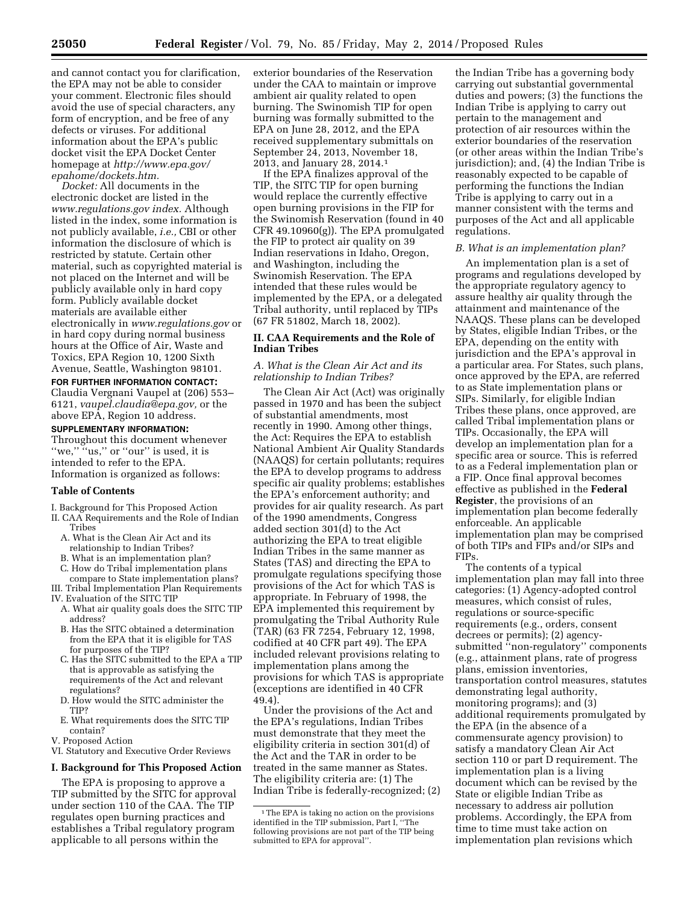and cannot contact you for clarification, the EPA may not be able to consider your comment. Electronic files should avoid the use of special characters, any form of encryption, and be free of any defects or viruses. For additional information about the EPA's public docket visit the EPA Docket Center homepage at *http://www.epa.gov/epahome/dockets.htm.*

*Docket:* All documents in the electronic docket are listed in the *www.regulations.gov index.* Although listed in the index, some information is not publicly available, *i.e.,* CBI or other information the disclosure of which is restricted by statute. Certain other material, such as copyrighted material is not placed on the Internet and will be publicly available only in hard copy form. Publicly available docket materials are available either electronically in *www.regulations.gov* or in hard copy during normal business hours at the Office of Air, Waste and Toxics, EPA Region 10, 1200 Sixth Avenue, Seattle, Washington 98101.

**FOR FURTHER INFORMATION CONTACT:** Claudia Vergnani Vaupel at (206) 553–6121, *vaupel.claudia@epa.gov,* or the above EPA, Region 10 address.

**SUPPLEMENTARY INFORMATION:** Throughout this document whenever ''we,'' ''us,'' or ''our'' is used, it is intended to refer to the EPA. Information is organized as follows:

**Table of Contents**

I. Background for This Proposed Action
II. CAA Requirements and the Role of Indian Tribes
 A. What is the Clean Air Act and its relationship to Indian Tribes?
 B. What is an implementation plan?
 C. How do Tribal implementation plans compare to State implementation plans?
III. Tribal Implementation Plan Requirements
IV. Evaluation of the SITC TIP
 A. What air quality goals does the SITC TIP address?
 B. Has the SITC obtained a determination from the EPA that it is eligible for TAS for purposes of the TIP?
 C. Has the SITC submitted to the EPA a TIP that is approvable as satisfying the requirements of the Act and relevant regulations?
 D. How would the SITC administer the TIP?
 E. What requirements does the SITC TIP contain?
V. Proposed Action
VI. Statutory and Executive Order Reviews

## I. Background for This Proposed Action

The EPA is proposing to approve a TIP submitted by the SITC for approval under section 110 of the CAA. The TIP regulates open burning practices and establishes a Tribal regulatory program applicable to all persons within the exterior boundaries of the Reservation under the CAA to maintain or improve ambient air quality related to open burning. The Swinomish TIP for open burning was formally submitted to the EPA on June 28, 2012, and the EPA received supplementary submittals on September 24, 2013, November 18, 2013, and January 28, 2014.[1]

If the EPA finalizes approval of the TIP, the SITC TIP for open burning would replace the currently effective open burning provisions in the FIP for the Swinomish Reservation (found in 40 CFR 49.10960(g)). The EPA promulgated the FIP to protect air quality on 39 Indian reservations in Idaho, Oregon, and Washington, including the Swinomish Reservation. The EPA intended that these rules would be implemented by the EPA, or a delegated Tribal authority, until replaced by TIPs (67 FR 51802, March 18, 2002).

## II. CAA Requirements and the Role of Indian Tribes

### *A. What is the Clean Air Act and its relationship to Indian Tribes?*

The Clean Air Act (Act) was originally passed in 1970 and has been the subject of substantial amendments, most recently in 1990. Among other things, the Act: Requires the EPA to establish National Ambient Air Quality Standards (NAAQS) for certain pollutants; requires the EPA to develop programs to address specific air quality problems; establishes the EPA's enforcement authority; and provides for air quality research. As part of the 1990 amendments, Congress added section 301(d) to the Act authorizing the EPA to treat eligible Indian Tribes in the same manner as States (TAS) and directing the EPA to promulgate regulations specifying those provisions of the Act for which TAS is appropriate. In February of 1998, the EPA implemented this requirement by promulgating the Tribal Authority Rule (TAR) (63 FR 7254, February 12, 1998, codified at 40 CFR part 49). The EPA included relevant provisions relating to implementation plans among the provisions for which TAS is appropriate (exceptions are identified in 40 CFR 49.4).

Under the provisions of the Act and the EPA's regulations, Indian Tribes must demonstrate that they meet the eligibility criteria in section 301(d) of the Act and the TAR in order to be treated in the same manner as States. The eligibility criteria are: (1) The Indian Tribe is federally-recognized; (2) the Indian Tribe has a governing body carrying out substantial governmental duties and powers; (3) the functions the Indian Tribe is applying to carry out pertain to the management and protection of air resources within the exterior boundaries of the reservation (or other areas within the Indian Tribe's jurisdiction); and, (4) the Indian Tribe is reasonably expected to be capable of performing the functions the Indian Tribe is applying to carry out in a manner consistent with the terms and purposes of the Act and all applicable regulations.

### *B. What is an implementation plan?*

An implementation plan is a set of programs and regulations developed by the appropriate regulatory agency to assure healthy air quality through the attainment and maintenance of the NAAQS. These plans can be developed by States, eligible Indian Tribes, or the EPA, depending on the entity with jurisdiction and the EPA's approval in a particular area. For States, such plans, once approved by the EPA, are referred to as State implementation plans or SIPs. Similarly, for eligible Indian Tribes these plans, once approved, are called Tribal implementation plans or TIPs. Occasionally, the EPA will develop an implementation plan for a specific area or source. This is referred to as a Federal implementation plan or a FIP. Once final approval becomes effective as published in the **Federal Register**, the provisions of an implementation plan become federally enforceable. An applicable implementation plan may be comprised of both TIPs and FIPs and/or SIPs and FIPs.

The contents of a typical implementation plan may fall into three categories: (1) Agency-adopted control measures, which consist of rules, regulations or source-specific requirements (e.g., orders, consent decrees or permits); (2) agency-submitted ''non-regulatory'' components (e.g., attainment plans, rate of progress plans, emission inventories, transportation control measures, statutes demonstrating legal authority, monitoring programs); and (3) additional requirements promulgated by the EPA (in the absence of a commensurate agency provision) to satisfy a mandatory Clean Air Act section 110 or part D requirement. The implementation plan is a living document which can be revised by the State or eligible Indian Tribe as necessary to address air pollution problems. Accordingly, the EPA from time to time must take action on implementation plan revisions which

---

[1] The EPA is taking no action on the provisions identified in the TIP submission, Part I, ''The following provisions are not part of the TIP being submitted to EPA for approval''.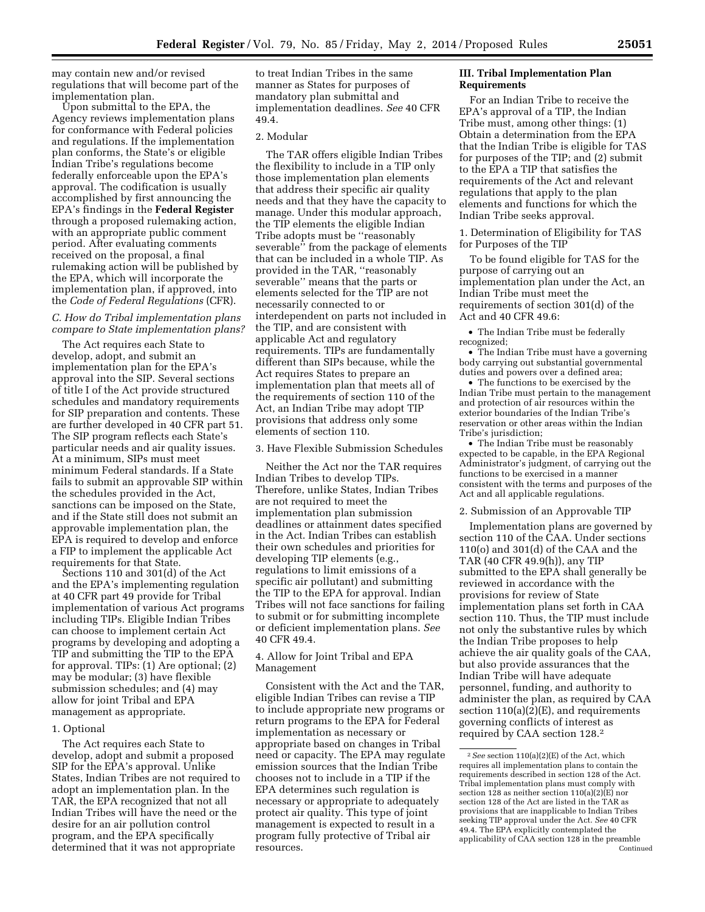may contain new and/or revised regulations that will become part of the implementation plan.

Upon submittal to the EPA, the Agency reviews implementation plans for conformance with Federal policies and regulations. If the implementation plan conforms, the State's or eligible Indian Tribe's regulations become federally enforceable upon the EPA's approval. The codification is usually accomplished by first announcing the EPA's findings in the **Federal Register** through a proposed rulemaking action, with an appropriate public comment period. After evaluating comments received on the proposal, a final rulemaking action will be published by the EPA, which will incorporate the implementation plan, if approved, into the *Code of Federal Regulations* (CFR).

### *C. How do Tribal implementation plans compare to State implementation plans?*

The Act requires each State to develop, adopt, and submit an implementation plan for the EPA's approval into the SIP. Several sections of title I of the Act provide structured schedules and mandatory requirements for SIP preparation and contents. These are further developed in 40 CFR part 51. The SIP program reflects each State's particular needs and air quality issues. At a minimum, SIPs must meet minimum Federal standards. If a State fails to submit an approvable SIP within the schedules provided in the Act, sanctions can be imposed on the State, and if the State still does not submit an approvable implementation plan, the EPA is required to develop and enforce a FIP to implement the applicable Act requirements for that State.

Sections 110 and 301(d) of the Act and the EPA's implementing regulation at 40 CFR part 49 provide for Tribal implementation of various Act programs including TIPs. Eligible Indian Tribes can choose to implement certain Act programs by developing and adopting a TIP and submitting the TIP to the EPA for approval. TIPs: (1) Are optional; (2) may be modular; (3) have flexible submission schedules; and (4) may allow for joint Tribal and EPA management as appropriate.

#### 1. Optional

The Act requires each State to develop, adopt and submit a proposed SIP for the EPA's approval. Unlike States, Indian Tribes are not required to adopt an implementation plan. In the TAR, the EPA recognized that not all Indian Tribes will have the need or the desire for an air pollution control program, and the EPA specifically determined that it was not appropriate to treat Indian Tribes in the same manner as States for purposes of mandatory plan submittal and implementation deadlines. *See* 40 CFR 49.4.

#### 2. Modular

The TAR offers eligible Indian Tribes the flexibility to include in a TIP only those implementation plan elements that address their specific air quality needs and that they have the capacity to manage. Under this modular approach, the TIP elements the eligible Indian Tribe adopts must be ''reasonably severable'' from the package of elements that can be included in a whole TIP. As provided in the TAR, ''reasonably severable'' means that the parts or elements selected for the TIP are not necessarily connected to or interdependent on parts not included in the TIP, and are consistent with applicable Act and regulatory requirements. TIPs are fundamentally different than SIPs because, while the Act requires States to prepare an implementation plan that meets all of the requirements of section 110 of the Act, an Indian Tribe may adopt TIP provisions that address only some elements of section 110.

#### 3. Have Flexible Submission Schedules

Neither the Act nor the TAR requires Indian Tribes to develop TIPs. Therefore, unlike States, Indian Tribes are not required to meet the implementation plan submission deadlines or attainment dates specified in the Act. Indian Tribes can establish their own schedules and priorities for developing TIP elements (e.g., regulations to limit emissions of a specific air pollutant) and submitting the TIP to the EPA for approval. Indian Tribes will not face sanctions for failing to submit or for submitting incomplete or deficient implementation plans. *See* 40 CFR 49.4.

#### 4. Allow for Joint Tribal and EPA Management

Consistent with the Act and the TAR, eligible Indian Tribes can revise a TIP to include appropriate new programs or return programs to the EPA for Federal implementation as necessary or appropriate based on changes in Tribal need or capacity. The EPA may regulate emission sources that the Indian Tribe chooses not to include in a TIP if the EPA determines such regulation is necessary or appropriate to adequately protect air quality. This type of joint management is expected to result in a program fully protective of Tribal air resources.

## III. Tribal Implementation Plan Requirements

For an Indian Tribe to receive the EPA's approval of a TIP, the Indian Tribe must, among other things: (1) Obtain a determination from the EPA that the Indian Tribe is eligible for TAS for purposes of the TIP; and (2) submit to the EPA a TIP that satisfies the requirements of the Act and relevant regulations that apply to the plan elements and functions for which the Indian Tribe seeks approval.

#### 1. Determination of Eligibility for TAS for Purposes of the TIP

To be found eligible for TAS for the purpose of carrying out an implementation plan under the Act, an Indian Tribe must meet the requirements of section 301(d) of the Act and 40 CFR 49.6:

- The Indian Tribe must be federally recognized;
- The Indian Tribe must have a governing body carrying out substantial governmental duties and powers over a defined area;
- The functions to be exercised by the Indian Tribe must pertain to the management and protection of air resources within the exterior boundaries of the Indian Tribe's reservation or other areas within the Indian Tribe's jurisdiction;
- The Indian Tribe must be reasonably expected to be capable, in the EPA Regional Administrator's judgment, of carrying out the functions to be exercised in a manner consistent with the terms and purposes of the Act and all applicable regulations.

#### 2. Submission of an Approvable TIP

Implementation plans are governed by section 110 of the CAA. Under sections 110(o) and 301(d) of the CAA and the TAR (40 CFR 49.9(h)), any TIP submitted to the EPA shall generally be reviewed in accordance with the provisions for review of State implementation plans set forth in CAA section 110. Thus, the TIP must include not only the substantive rules by which the Indian Tribe proposes to help achieve the air quality goals of the CAA, but also provide assurances that the Indian Tribe will have adequate personnel, funding, and authority to administer the plan, as required by CAA section 110(a)(2)(E), and requirements governing conflicts of interest as required by CAA section 128.[2]

---

[2] *See* section 110(a)(2)(E) of the Act, which requires all implementation plans to contain the requirements described in section 128 of the Act. Tribal implementation plans must comply with section 128 as neither section 110(a)(2)(E) nor section 128 of the Act are listed in the TAR as provisions that are inapplicable to Indian Tribes seeking TIP approval under the Act. *See* 40 CFR 49.4. The EPA explicitly contemplated the applicability of CAA section 128 in the preamble Continued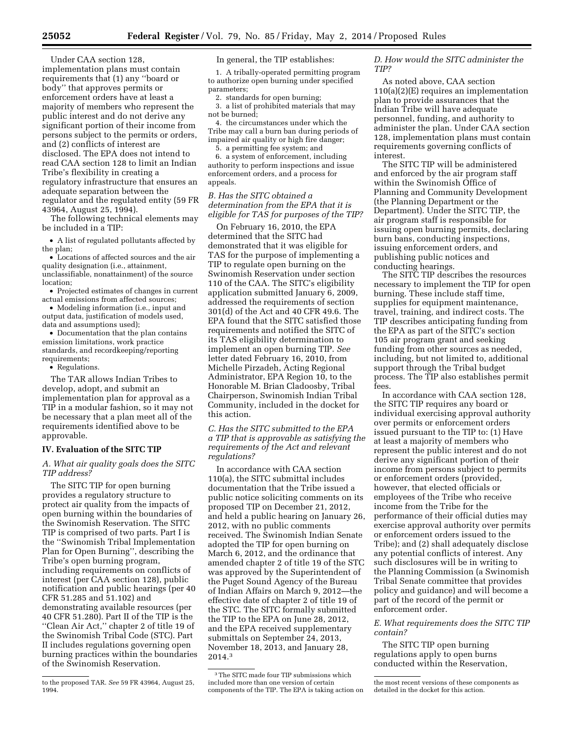Under CAA section 128, implementation plans must contain requirements that (1) any ''board or body'' that approves permits or enforcement orders have at least a majority of members who represent the public interest and do not derive any significant portion of their income from persons subject to the permits or orders, and (2) conflicts of interest are disclosed. The EPA does not intend to read CAA section 128 to limit an Indian Tribe's flexibility in creating a regulatory infrastructure that ensures an adequate separation between the regulator and the regulated entity (59 FR 43964, August 25, 1994).

The following technical elements may be included in a TIP:

- A list of regulated pollutants affected by the plan;
- Locations of affected sources and the air quality designation (i.e., attainment, unclassifiable, nonattainment) of the source location;
- Projected estimates of changes in current actual emissions from affected sources;
- Modeling information (i.e., input and output data, justification of models used, data and assumptions used);
- Documentation that the plan contains emission limitations, work practice standards, and recordkeeping/reporting requirements;
- Regulations.

The TAR allows Indian Tribes to develop, adopt, and submit an implementation plan for approval as a TIP in a modular fashion, so it may not be necessary that a plan meet all of the requirements identified above to be approvable.

## IV. Evaluation of the SITC TIP

### *A. What air quality goals does the SITC TIP address?*

The SITC TIP for open burning provides a regulatory structure to protect air quality from the impacts of open burning within the boundaries of the Swinomish Reservation. The SITC TIP is comprised of two parts. Part I is the ''Swinomish Tribal Implementation Plan for Open Burning'', describing the Tribe's open burning program, including requirements on conflicts of interest (per CAA section 128), public notification and public hearings (per 40 CFR 51.285 and 51.102) and demonstrating available resources (per 40 CFR 51.280). Part II of the TIP is the ''Clean Air Act,'' chapter 2 of title 19 of the Swinomish Tribal Code (STC). Part II includes regulations governing open burning practices within the boundaries of the Swinomish Reservation.

In general, the TIP establishes:

1. A tribally-operated permitting program to authorize open burning under specified parameters;
2. standards for open burning;
3. a list of prohibited materials that may not be burned;
4. the circumstances under which the Tribe may call a burn ban during periods of impaired air quality or high fire danger;
5. a permitting fee system; and
6. a system of enforcement, including authority to perform inspections and issue enforcement orders, and a process for appeals.

### *B. Has the SITC obtained a determination from the EPA that it is eligible for TAS for purposes of the TIP?*

On February 16, 2010, the EPA determined that the SITC had demonstrated that it was eligible for TAS for the purpose of implementing a TIP to regulate open burning on the Swinomish Reservation under section 110 of the CAA. The SITC's eligibility application submitted January 6, 2009, addressed the requirements of section 301(d) of the Act and 40 CFR 49.6. The EPA found that the SITC satisfied those requirements and notified the SITC of its TAS eligibility determination to implement an open burning TIP. *See* letter dated February 16, 2010, from Michelle Pirzadeh, Acting Regional Administrator, EPA Region 10, to the Honorable M. Brian Cladoosby, Tribal Chairperson, Swinomish Indian Tribal Community, included in the docket for this action.

### *C. Has the SITC submitted to the EPA a TIP that is approvable as satisfying the requirements of the Act and relevant regulations?*

In accordance with CAA section 110(a), the SITC submittal includes documentation that the Tribe issued a public notice soliciting comments on its proposed TIP on December 21, 2012, and held a public hearing on January 26, 2012, with no public comments received. The Swinomish Indian Senate adopted the TIP for open burning on March 6, 2012, and the ordinance that amended chapter 2 of title 19 of the STC was approved by the Superintendent of the Puget Sound Agency of the Bureau of Indian Affairs on March 9, 2012—the effective date of chapter 2 of title 19 of the STC. The SITC formally submitted the TIP to the EPA on June 28, 2012, and the EPA received supplementary submittals on September 24, 2013, November 18, 2013, and January 28, 2014.[3]

### *D. How would the SITC administer the TIP?*

As noted above, CAA section 110(a)(2)(E) requires an implementation plan to provide assurances that the Indian Tribe will have adequate personnel, funding, and authority to administer the plan. Under CAA section 128, implementation plans must contain requirements governing conflicts of interest.

The SITC TIP will be administered and enforced by the air program staff within the Swinomish Office of Planning and Community Development (the Planning Department or the Department). Under the SITC TIP, the air program staff is responsible for issuing open burning permits, declaring burn bans, conducting inspections, issuing enforcement orders, and publishing public notices and conducting hearings.

The SITC TIP describes the resources necessary to implement the TIP for open burning. These include staff time, supplies for equipment maintenance, travel, training, and indirect costs. The TIP describes anticipating funding from the EPA as part of the SITC's section 105 air program grant and seeking funding from other sources as needed, including, but not limited to, additional support through the Tribal budget process. The TIP also establishes permit fees.

In accordance with CAA section 128, the SITC TIP requires any board or individual exercising approval authority over permits or enforcement orders issued pursuant to the TIP to: (1) Have at least a majority of members who represent the public interest and do not derive any significant portion of their income from persons subject to permits or enforcement orders (provided, however, that elected officials or employees of the Tribe who receive income from the Tribe for the performance of their official duties may exercise approval authority over permits or enforcement orders issued to the Tribe); and (2) shall adequately disclose any potential conflicts of interest. Any such disclosures will be in writing to the Planning Commission (a Swinomish Tribal Senate committee that provides policy and guidance) and will become a part of the record of the permit or enforcement order.

### *E. What requirements does the SITC TIP contain?*

The SITC TIP open burning regulations apply to open burns conducted within the Reservation,

---

to the proposed TAR. *See* 59 FR 43964, August 25, 1994.

[3] The SITC made four TIP submissions which included more than one version of certain components of the TIP. The EPA is taking action on the most recent versions of these components as detailed in the docket for this action.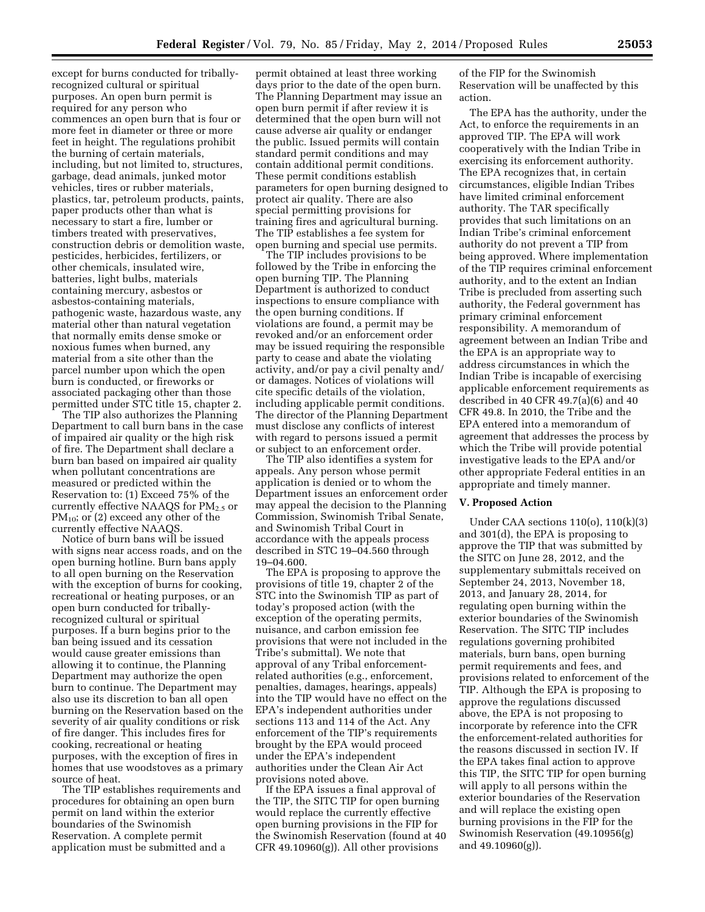except for burns conducted for tribally-recognized cultural or spiritual purposes. An open burn permit is required for any person who commences an open burn that is four or more feet in diameter or three or more feet in height. The regulations prohibit the burning of certain materials, including, but not limited to, structures, garbage, dead animals, junked motor vehicles, tires or rubber materials, plastics, tar, petroleum products, paints, paper products other than what is necessary to start a fire, lumber or timbers treated with preservatives, construction debris or demolition waste, pesticides, herbicides, fertilizers, or other chemicals, insulated wire, batteries, light bulbs, materials containing mercury, asbestos or asbestos-containing materials, pathogenic waste, hazardous waste, any material other than natural vegetation that normally emits dense smoke or noxious fumes when burned, any material from a site other than the parcel number upon which the open burn is conducted, or fireworks or associated packaging other than those permitted under STC title 15, chapter 2.

The TIP also authorizes the Planning Department to call burn bans in the case of impaired air quality or the high risk of fire. The Department shall declare a burn ban based on impaired air quality when pollutant concentrations are measured or predicted within the Reservation to: (1) Exceed 75% of the currently effective NAAQS for $PM_{2.5}$ or $PM_{10}$; or (2) exceed any other of the currently effective NAAQS.

Notice of burn bans will be issued with signs near access roads, and on the open burning hotline. Burn bans apply to all open burning on the Reservation with the exception of burns for cooking, recreational or heating purposes, or an open burn conducted for tribally-recognized cultural or spiritual purposes. If a burn begins prior to the ban being issued and its cessation would cause greater emissions than allowing it to continue, the Planning Department may authorize the open burn to continue. The Department may also use its discretion to ban all open burning on the Reservation based on the severity of air quality conditions or risk of fire danger. This includes fires for cooking, recreational or heating purposes, with the exception of fires in homes that use woodstoves as a primary source of heat.

The TIP establishes requirements and procedures for obtaining an open burn permit on land within the exterior boundaries of the Swinomish Reservation. A complete permit application must be submitted and a permit obtained at least three working days prior to the date of the open burn. The Planning Department may issue an open burn permit if after review it is determined that the open burn will not cause adverse air quality or endanger the public. Issued permits will contain standard permit conditions and may contain additional permit conditions. These permit conditions establish parameters for open burning designed to protect air quality. There are also special permitting provisions for training fires and agricultural burning. The TIP establishes a fee system for open burning and special use permits.

The TIP includes provisions to be followed by the Tribe in enforcing the open burning TIP. The Planning Department is authorized to conduct inspections to ensure compliance with the open burning conditions. If violations are found, a permit may be revoked and/or an enforcement order may be issued requiring the responsible party to cease and abate the violating activity, and/or pay a civil penalty and/or damages. Notices of violations will cite specific details of the violation, including applicable permit conditions. The director of the Planning Department must disclose any conflicts of interest with regard to persons issued a permit or subject to an enforcement order.

The TIP also identifies a system for appeals. Any person whose permit application is denied or to whom the Department issues an enforcement order may appeal the decision to the Planning Commission, Swinomish Tribal Senate, and Swinomish Tribal Court in accordance with the appeals process described in STC 19–04.560 through 19–04.600.

The EPA is proposing to approve the provisions of title 19, chapter 2 of the STC into the Swinomish TIP as part of today's proposed action (with the exception of the operating permits, nuisance, and carbon emission fee provisions that were not included in the Tribe's submittal). We note that approval of any Tribal enforcement-related authorities (e.g., enforcement, penalties, damages, hearings, appeals) into the TIP would have no effect on the EPA's independent authorities under sections 113 and 114 of the Act. Any enforcement of the TIP's requirements brought by the EPA would proceed under the EPA's independent authorities under the Clean Air Act provisions noted above.

If the EPA issues a final approval of the TIP, the SITC TIP for open burning would replace the currently effective open burning provisions in the FIP for the Swinomish Reservation (found at 40 CFR 49.10960(g)). All other provisions of the FIP for the Swinomish Reservation will be unaffected by this action.

The EPA has the authority, under the Act, to enforce the requirements in an approved TIP. The EPA will work cooperatively with the Indian Tribe in exercising its enforcement authority. The EPA recognizes that, in certain circumstances, eligible Indian Tribes have limited criminal enforcement authority. The TAR specifically provides that such limitations on an Indian Tribe's criminal enforcement authority do not prevent a TIP from being approved. Where implementation of the TIP requires criminal enforcement authority, and to the extent an Indian Tribe is precluded from asserting such authority, the Federal government has primary criminal enforcement responsibility. A memorandum of agreement between an Indian Tribe and the EPA is an appropriate way to address circumstances in which the Indian Tribe is incapable of exercising applicable enforcement requirements as described in 40 CFR 49.7(a)(6) and 40 CFR 49.8. In 2010, the Tribe and the EPA entered into a memorandum of agreement that addresses the process by which the Tribe will provide potential investigative leads to the EPA and/or other appropriate Federal entities in an appropriate and timely manner.

## V. Proposed Action

Under CAA sections 110(o), 110(k)(3) and 301(d), the EPA is proposing to approve the TIP that was submitted by the SITC on June 28, 2012, and the supplementary submittals received on September 24, 2013, November 18, 2013, and January 28, 2014, for regulating open burning within the exterior boundaries of the Swinomish Reservation. The SITC TIP includes regulations governing prohibited materials, burn bans, open burning permit requirements and fees, and provisions related to enforcement of the TIP. Although the EPA is proposing to approve the regulations discussed above, the EPA is not proposing to incorporate by reference into the CFR the enforcement-related authorities for the reasons discussed in section IV. If the EPA takes final action to approve this TIP, the SITC TIP for open burning will apply to all persons within the exterior boundaries of the Reservation and will replace the existing open burning provisions in the FIP for the Swinomish Reservation (49.10956(g) and 49.10960(g)).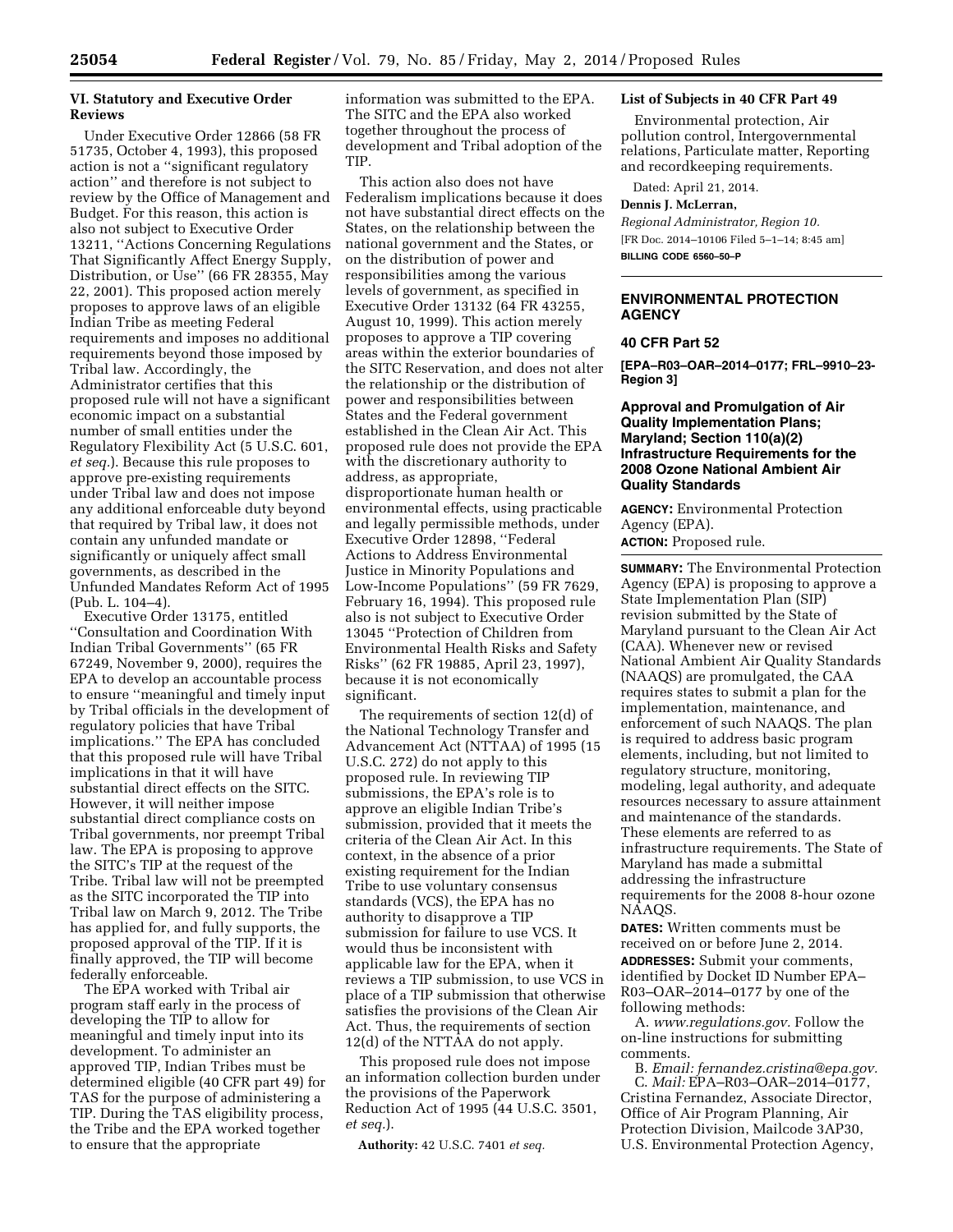### VI. Statutory and Executive Order Reviews

Under Executive Order 12866 (58 FR 51735, October 4, 1993), this proposed action is not a "significant regulatory action" and therefore is not subject to review by the Office of Management and Budget. For this reason, this action is also not subject to Executive Order 13211, "Actions Concerning Regulations That Significantly Affect Energy Supply, Distribution, or Use" (66 FR 28355, May 22, 2001). This proposed action merely proposes to approve laws of an eligible Indian Tribe as meeting Federal requirements and imposes no additional requirements beyond those imposed by Tribal law. Accordingly, the Administrator certifies that this proposed rule will not have a significant economic impact on a substantial number of small entities under the Regulatory Flexibility Act (5 U.S.C. 601, *et seq.*). Because this rule proposes to approve pre-existing requirements under Tribal law and does not impose any additional enforceable duty beyond that required by Tribal law, it does not contain any unfunded mandate or significantly or uniquely affect small governments, as described in the Unfunded Mandates Reform Act of 1995 (Pub. L. 104–4).

Executive Order 13175, entitled "Consultation and Coordination With Indian Tribal Governments" (65 FR 67249, November 9, 2000), requires the EPA to develop an accountable process to ensure "meaningful and timely input by Tribal officials in the development of regulatory policies that have Tribal implications." The EPA has concluded that this proposed rule will have Tribal implications in that it will have substantial direct effects on the SITC. However, it will neither impose substantial direct compliance costs on Tribal governments, nor preempt Tribal law. The EPA is proposing to approve the SITC's TIP at the request of the Tribe. Tribal law will not be preempted as the SITC incorporated the TIP into Tribal law on March 9, 2012. The Tribe has applied for, and fully supports, the proposed approval of the TIP. If it is finally approved, the TIP will become federally enforceable.

The EPA worked with Tribal air program staff early in the process of developing the TIP to allow for meaningful and timely input into its development. To administer an approved TIP, Indian Tribes must be determined eligible (40 CFR part 49) for TAS for the purpose of administering a TIP. During the TAS eligibility process, the Tribe and the EPA worked together to ensure that the appropriate information was submitted to the EPA. The SITC and the EPA also worked together throughout the process of development and Tribal adoption of the TIP.

This action also does not have Federalism implications because it does not have substantial direct effects on the States, on the relationship between the national government and the States, or on the distribution of power and responsibilities among the various levels of government, as specified in Executive Order 13132 (64 FR 43255, August 10, 1999). This action merely proposes to approve a TIP covering areas within the exterior boundaries of the SITC Reservation, and does not alter the relationship or the distribution of power and responsibilities between States and the Federal government established in the Clean Air Act. This proposed rule does not provide the EPA with the discretionary authority to address, as appropriate, disproportionate human health or environmental effects, using practicable and legally permissible methods, under Executive Order 12898, "Federal Actions to Address Environmental Justice in Minority Populations and Low-Income Populations" (59 FR 7629, February 16, 1994). This proposed rule also is not subject to Executive Order 13045 "Protection of Children from Environmental Health Risks and Safety Risks" (62 FR 19885, April 23, 1997), because it is not economically significant.

The requirements of section 12(d) of the National Technology Transfer and Advancement Act (NTTAA) of 1995 (15 U.S.C. 272) do not apply to this proposed rule. In reviewing TIP submissions, the EPA's role is to approve an eligible Indian Tribe's submission, provided that it meets the criteria of the Clean Air Act. In this context, in the absence of a prior existing requirement for the Indian Tribe to use voluntary consensus standards (VCS), the EPA has no authority to disapprove a TIP submission for failure to use VCS. It would thus be inconsistent with applicable law for the EPA, when it reviews a TIP submission, to use VCS in place of a TIP submission that otherwise satisfies the provisions of the Clean Air Act. Thus, the requirements of section 12(d) of the NTTAA do not apply.

This proposed rule does not impose an information collection burden under the provisions of the Paperwork Reduction Act of 1995 (44 U.S.C. 3501, *et seq.*).

**Authority:** 42 U.S.C. 7401 *et seq.*

#### List of Subjects in 40 CFR Part 49

Environmental protection, Air pollution control, Intergovernmental relations, Particulate matter, Reporting and recordkeeping requirements.

Dated: April 21, 2014.

**Dennis J. McLerran,**

*Regional Administrator, Region 10.*

[FR Doc. 2014–10106 Filed 5–1–14; 8:45 am]

**BILLING CODE 6560–50–P**

---

## ENVIRONMENTAL PROTECTION AGENCY

### 40 CFR Part 52

**[EPA–R03–OAR–2014–0177; FRL–9910–23-Region 3]**

### Approval and Promulgation of Air Quality Implementation Plans; Maryland; Section 110(a)(2) Infrastructure Requirements for the 2008 Ozone National Ambient Air Quality Standards

**AGENCY:** Environmental Protection Agency (EPA).

**ACTION:** Proposed rule.

**SUMMARY:** The Environmental Protection Agency (EPA) is proposing to approve a State Implementation Plan (SIP) revision submitted by the State of Maryland pursuant to the Clean Air Act (CAA). Whenever new or revised National Ambient Air Quality Standards (NAAQS) are promulgated, the CAA requires states to submit a plan for the implementation, maintenance, and enforcement of such NAAQS. The plan is required to address basic program elements, including, but not limited to regulatory structure, monitoring, modeling, legal authority, and adequate resources necessary to assure attainment and maintenance of the standards. These elements are referred to as infrastructure requirements. The State of Maryland has made a submittal addressing the infrastructure requirements for the 2008 8-hour ozone NAAQS.

**DATES:** Written comments must be received on or before June 2, 2014.

**ADDRESSES:** Submit your comments, identified by Docket ID Number EPA–R03–OAR–2014–0177 by one of the following methods:

A. *www.regulations.gov.* Follow the on-line instructions for submitting comments.

B. *Email: fernandez.cristina@epa.gov.*

C. *Mail:* EPA–R03–OAR–2014–0177, Cristina Fernandez, Associate Director, Office of Air Program Planning, Air Protection Division, Mailcode 3AP30, U.S. Environmental Protection Agency,